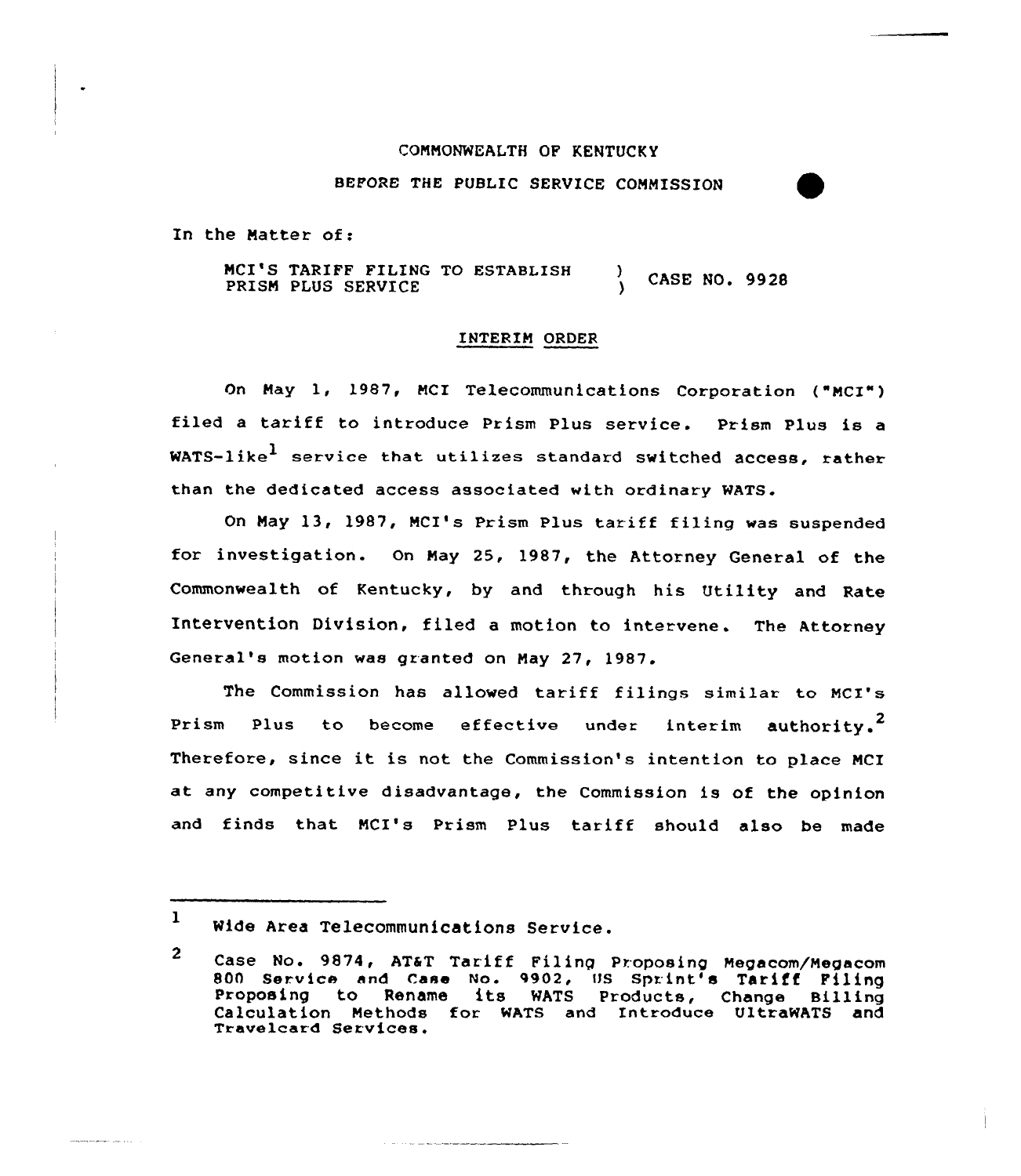COMMONWEALTH OF KENTUCKY

BEFORE THE PUBLIC SERVICE COMMISSION

In the Matter of:

MCI'S TARIFF FILING TO ESTABLISH PRISM PLUS SERVICE ) CASE NO. 9928

## INTERIM ORDER

On May 1, 1987, MCI Telecommunications Corporation ("MCI") filed a tariff to introduce Prism Plus service. Prism Plus is a WATS-like[1] service that utilizes standard switched access, rather than the dedicated access associated with ordinary WATS.

On May 13, 1987, MCI's Prism Plus tariff filing was suspended for investigation. On May 25, 1987, the Attorney General of the Commonwealth of Kentucky, by and through his Utility and Rate Intervention Division, filed a motion to intervene. The Attorney General's motion was granted on May 27, 1987.

The Commission has allowed tariff filings similar to MCI's Prism Plus to become effective under interim authority.[2] Therefore, since it is not the Commission's intention to place MCI at any competitive disadvantage, the Commission is of the opinion and finds that MCI's Prism Plus tariff should also be made

---

1 Wide Area Telecommunications Service.

2 Case No. 9874, AT&T Tariff Filing Proposing Megacom/Megacom 800 Service and Case No. 9902, US Sprint's Tariff Filing Proposing to Rename its WATS Products, Change Billing Calculation Methods for WATS and Introduce UltraWATS and Travelcard Services.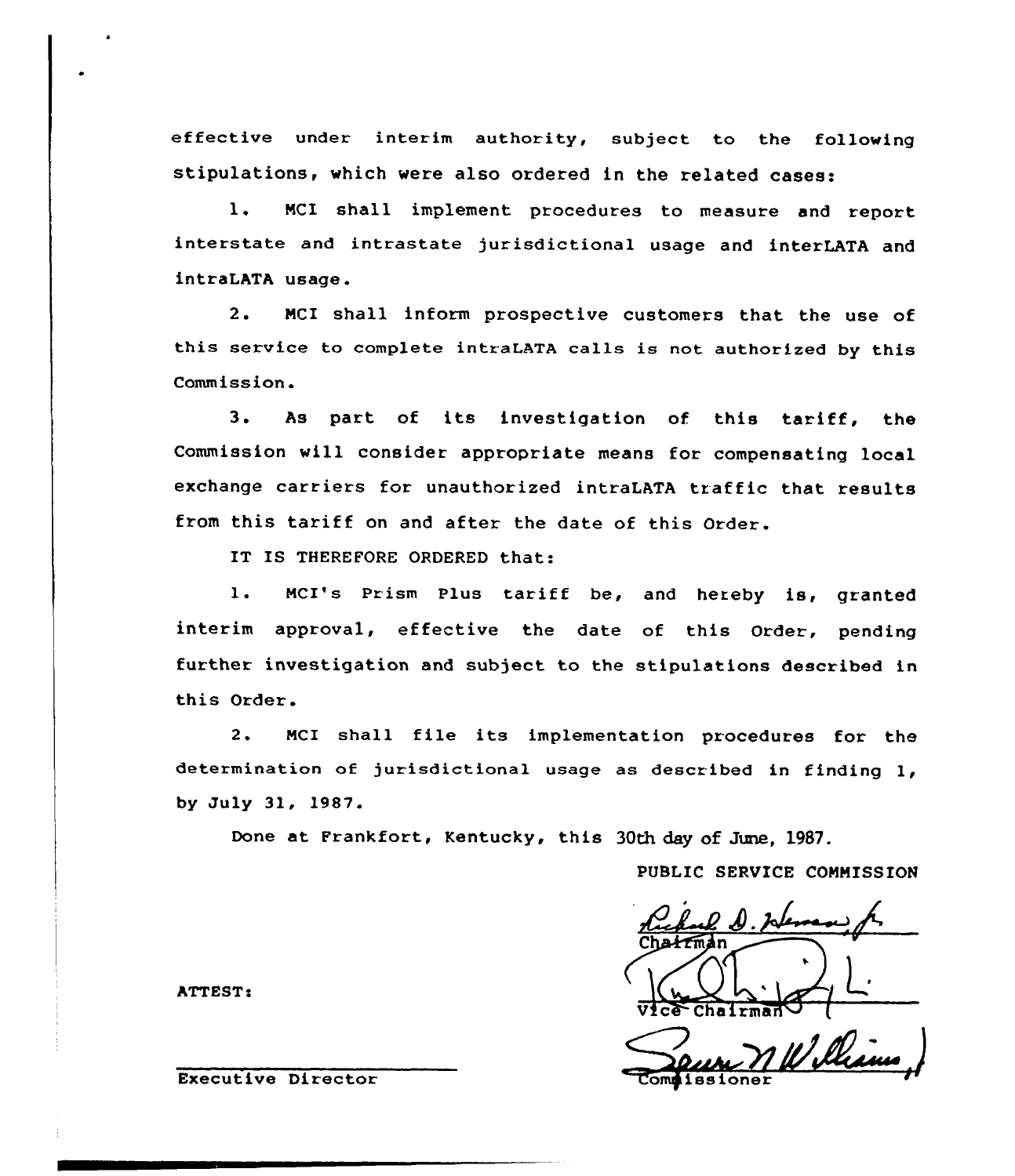effective under interim authority, subject to the following stipulations, which were also ordered in the related cases:

1. MCI shall implement procedures to measure and report interstate and intrastate jurisdictional usage and interLATA and intraLATA usage.

2. MCI shall inform prospective customers that the use of this service to complete intraLATA calls is not authorized by this Commission.

3. As part of its investigation of this tariff, the Commission will consider appropriate means for compensating local exchange carriers for unauthorized intraLATA traffic that results from this tariff on and after the date of this Order.

IT IS THEREFORE ORDERED that:

1. MCI's Prism Plus tariff be, and hereby is, granted interim approval, effective the date of this Order, pending further investigation and subject to the stipulations described in this Order.

2. MCI shall file its implementation procedures for the determination of jurisdictional usage as described in finding 1, by July 31, 1987.

Done at Frankfort, Kentucky, this 30th day of June, 1987.

PUBLIC SERVICE COMMISSION

Chairman

Vice Chairman

Commissioner

ATTEST:

Executive Director